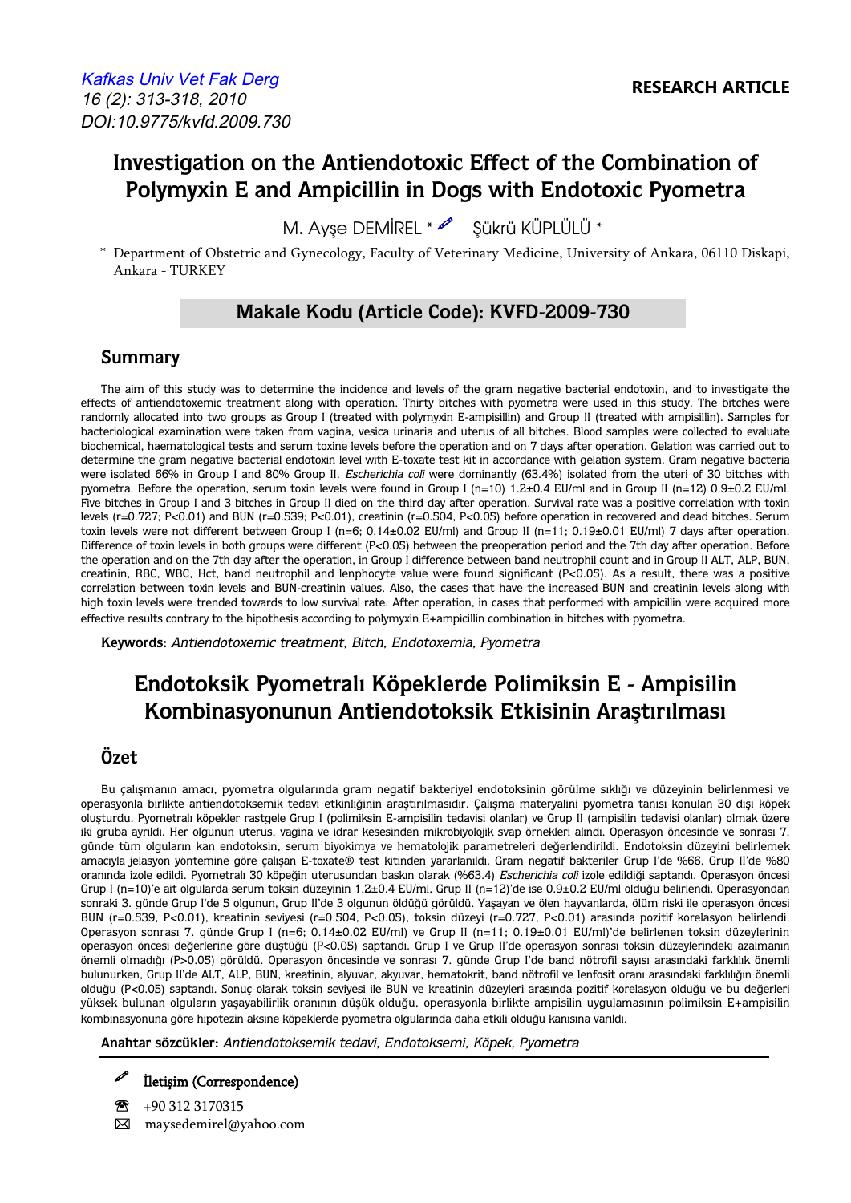# Investigation on the Antiendotoxic Effect of the Combination of Polymyxin E and Ampicillin in Dogs with Endotoxic Pyometra

M. Ayşe DEMİREL * Şükrü KÜPLÜLÜ *

\* Department of Obstetric and Gynecology, Faculty of Veterinary Medicine, University of Ankara, 06110 Diskapi, Ankara - TURKEY

## Makale Kodu (Article Code): KVFD-2009-730

## Summary

The aim of this study was to determine the incidence and levels of the gram negative bacterial endotoxin, and to investigate the effects of antiendotoxemic treatment along with operation. Thirty bitches with pyometra were used in this study. The bitches were randomly allocated into two groups as Group I (treated with polymyxin E-ampisillin) and Group II (treated with ampisillin). Samples for bacteriological examination were taken from vagina, vesica urinaria and uterus of all bitches. Blood samples were collected to evaluate biochemical, haematological tests and serum toxine levels before the operation and on 7 days after operation. Gelation was carried out to determine the gram negative bacterial endotoxin level with E-toxate test kit in accordance with gelation system. Gram negative bacteria were isolated 66% in Group I and 80% Group II. *Escherichia coli* were dominantly (63.4%) isolated from the uteri of 30 bitches with pyometra. Before the operation, serum toxin levels were found in Group I (n=10) 1.2±0.4 EU/ml and in Group II (n=12) 0.9±0.2 EU/ml. Five bitches in Group I and 3 bitches in Group II died on the third day after operation. Survival rate was a positive correlation with toxin levels (r=0.727; P<0.01) and BUN (r=0.539; P<0.01), creatinin (r=0.504, P<0.05) before operation in recovered and dead bitches. Serum toxin levels were not different between Group I (n=6; 0.14±0.02 EU/ml) and Group II (n=11; 0.19±0.01 EU/ml) 7 days after operation. Difference of toxin levels in both groups were different (P<0.05) between the preoperation period and the 7th day after operation. Before the operation and on the 7th day after the operation, in Group I difference between band neutrophil count and in Group II ALT, ALP, BUN, creatinin, RBC, WBC, Hct, band neutrophil and lenphocyte value were found significant (P<0.05). As a result, there was a positive correlation between toxin levels and BUN-creatinin values. Also, the cases that have the increased BUN and creatinin levels along with high toxin levels were trended towards to low survival rate. After operation, in cases that performed with ampicillin were acquired more effective results contrary to the hipothesis according to polymyxin E+ampicillin combination in bitches with pyometra.

**Keywords:** *Antiendotoxemic treatment, Bitch, Endotoxemia, Pyometra*

# Endotoksik Pyometralı Köpeklerde Polimiksin E - Ampisilin Kombinasyonunun Antiendotoksik Etkisinin Araştırılması

## Özet

Bu çalışmanın amacı, pyometra olgularında gram negatif bakteriyel endotoksinin görülme sıklığı ve düzeyinin belirlenmesi ve operasyonla birlikte antiendotoksemik tedavi etkinliğinin araştırılmasıdır. Çalışma materyalini pyometra tanısı konulan 30 dişi köpek oluşturdu. Pyometralı köpekler rastgele Grup I (polimiksin E-ampisilin tedavisi olanlar) ve Grup II (ampisilin tedavisi olanlar) olmak üzere iki gruba ayrıldı. Her olgunun uterus, vagina ve idrar kesesinden mikrobiyolojik svap örnekleri alındı. Operasyon öncesinde ve sonrası 7. günde tüm olguların kan endotoksin, serum biyokimya ve hematolojik parametreleri değerlendirildi. Endotoksin düzeyini belirlemek amacıyla jelasyon yöntemine göre çalışan E-toxate® test kitinden yararlanıldı. Gram negatif bakteriler Grup I'de %66, Grup II'de %80 oranında izole edildi. Pyometralı 30 köpeğin uterusundan baskın olarak (%63.4) *Escherichia coli* izole edildiği saptandı. Operasyon öncesi Grup I (n=10)'e ait olgularda serum toksin düzeyinin 1.2±0.4 EU/ml, Grup II (n=12)'de ise 0.9±0.2 EU/ml olduğu belirlendi. Operasyondan sonraki 3. günde Grup I'de 5 olgunun, Grup II'de 3 olgunun öldüğü görüldü. Yaşayan ve ölen hayvanlarda, ölüm riski ile operasyon öncesi BUN (r=0.539, P<0.01), kreatinin seviyesi (r=0.504, P<0.05), toksin düzeyi (r=0.727, P<0.01) arasında pozitif korelasyon belirlendi. Operasyon sonrası 7. günde Grup I (n=6; 0.14±0.02 EU/ml) ve Grup II (n=11; 0.19±0.01 EU/ml)'de belirlenen toksin düzeylerinin operasyon öncesi değerlerine göre düştüğü (P<0.05) saptandı. Grup I ve Grup II'de operasyon sonrası toksin düzeylerindeki azalmanın önemli olmadığı (P>0.05) görüldü. Operasyon öncesinde ve sonrası 7. günde Grup I'de band nötrofil sayısı arasındaki farklılık önemli bulunurken, Grup II'de ALT, ALP, BUN, kreatinin, alyuvar, akyuvar, hematokrit, band nötrofil ve lenfosit oranı arasındaki farklılığın önemli olduğu (P<0.05) saptandı. Sonuç olarak toksin seviyesi ile BUN ve kreatinin düzeyleri arasında pozitif korelasyon olduğu ve bu değerleri yüksek bulunan olguların yaşayabilirlik oranının düşük olduğu, operasyonla birlikte ampisilin uygulamasının polimiksin E+ampisilin kombinasyonuna göre hipotezin aksine köpeklerde pyometra olgularında daha etkili olduğu kanısına varıldı.

**Anahtar sözcükler:** *Antiendotoksemik tedavi, Endotoksemi, Köpek, Pyometra*

İletişim (Correspondence)

+90 312 3170315

maysedemirel@yahoo.com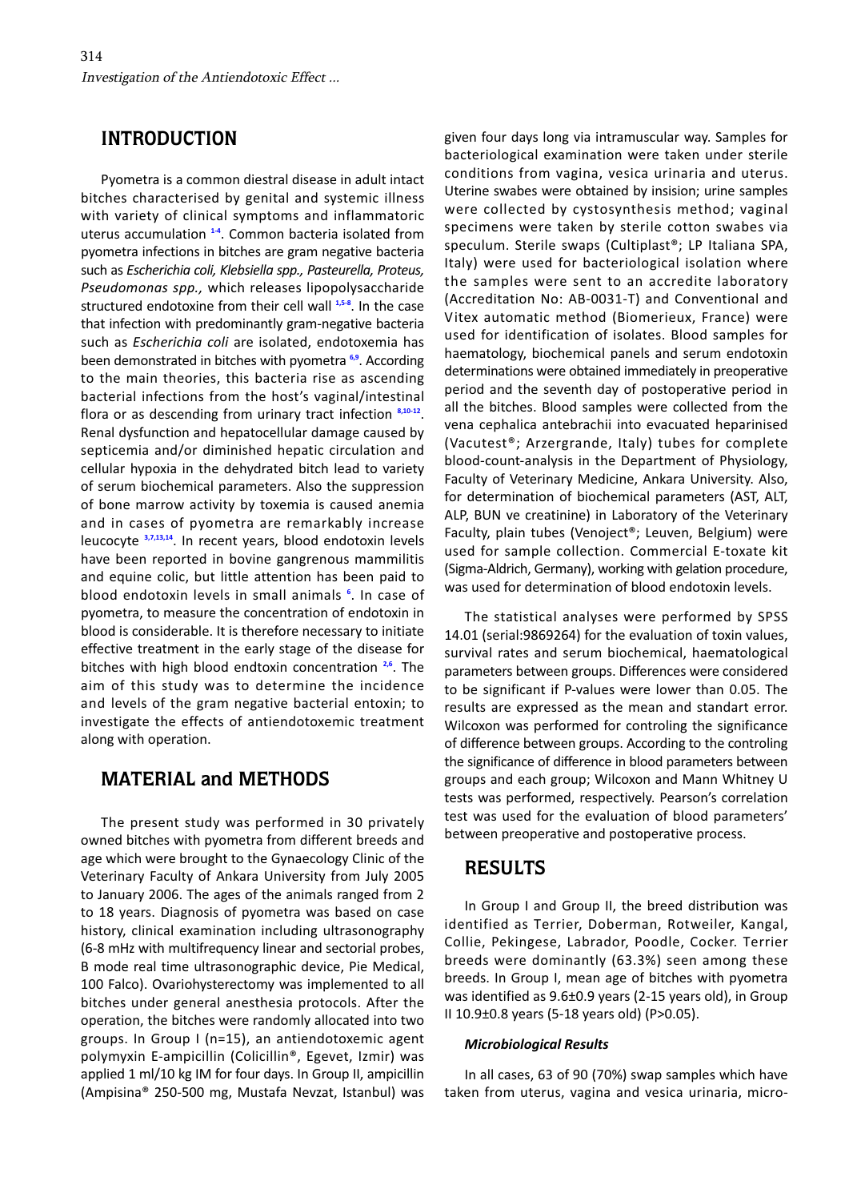## INTRODUCTION

Pyometra is a common diestral disease in adult intact bitches characterised by genital and systemic illness with variety of clinical symptoms and inflammatoric uterus accumulation [1-4]. Common bacteria isolated from pyometra infections in bitches are gram negative bacteria such as *Escherichia coli, Klebsiella spp., Pasteurella, Proteus, Pseudomonas spp.,* which releases lipopolysaccharide structured endotoxine from their cell wall [1,5-8]. In the case that infection with predominantly gram-negative bacteria such as *Escherichia coli* are isolated, endotoxemia has been demonstrated in bitches with pyometra [6,9]. According to the main theories, this bacteria rise as ascending bacterial infections from the host's vaginal/intestinal flora or as descending from urinary tract infection [8,10-12]. Renal dysfunction and hepatocellular damage caused by septicemia and/or diminished hepatic circulation and cellular hypoxia in the dehydrated bitch lead to variety of serum biochemical parameters. Also the suppression of bone marrow activity by toxemia is caused anemia and in cases of pyometra are remarkably increase leucocyte [3,7,13,14]. In recent years, blood endotoxin levels have been reported in bovine gangrenous mammilitis and equine colic, but little attention has been paid to blood endotoxin levels in small animals [6]. In case of pyometra, to measure the concentration of endotoxin in blood is considerable. It is therefore necessary to initiate effective treatment in the early stage of the disease for bitches with high blood endtoxin concentration [2,6]. The aim of this study was to determine the incidence and levels of the gram negative bacterial entoxin; to investigate the effects of antiendotoxemic treatment along with operation.

## MATERIAL and METHODS

The present study was performed in 30 privately owned bitches with pyometra from different breeds and age which were brought to the Gynaecology Clinic of the Veterinary Faculty of Ankara University from July 2005 to January 2006. The ages of the animals ranged from 2 to 18 years. Diagnosis of pyometra was based on case history, clinical examination including ultrasonography (6-8 mHz with multifrequency linear and sectorial probes, B mode real time ultrasonographic device, Pie Medical, 100 Falco). Ovariohysterectomy was implemented to all bitches under general anesthesia protocols. After the operation, the bitches were randomly allocated into two groups. In Group I (n=15), an antiendotoxemic agent polymyxin E-ampicillin (Colicillin®, Egevet, Izmir) was applied 1 ml/10 kg IM for four days. In Group II, ampicillin (Ampisina® 250-500 mg, Mustafa Nevzat, Istanbul) was given four days long via intramuscular way. Samples for bacteriological examination were taken under sterile conditions from vagina, vesica urinaria and uterus. Uterine swabes were obtained by insision; urine samples were collected by cystosynthesis method; vaginal specimens were taken by sterile cotton swabes via speculum. Sterile swaps (Cultiplast®; LP Italiana SPA, Italy) were used for bacteriological isolation where the samples were sent to an accredite laboratory (Accreditation No: AB-0031-T) and Conventional and Vitex automatic method (Biomerieux, France) were used for identification of isolates. Blood samples for haematology, biochemical panels and serum endotoxin determinations were obtained immediately in preoperative period and the seventh day of postoperative period in all the bitches. Blood samples were collected from the vena cephalica antebrachii into evacuated heparinised (Vacutest®; Arzergrande, Italy) tubes for complete blood-count-analysis in the Department of Physiology, Faculty of Veterinary Medicine, Ankara University. Also, for determination of biochemical parameters (AST, ALT, ALP, BUN ve creatinine) in Laboratory of the Veterinary Faculty, plain tubes (Venoject®; Leuven, Belgium) were used for sample collection. Commercial E-toxate kit (Sigma-Aldrich, Germany), working with gelation procedure, was used for determination of blood endotoxin levels.

The statistical analyses were performed by SPSS 14.01 (serial:9869264) for the evaluation of toxin values, survival rates and serum biochemical, haematological parameters between groups. Differences were considered to be significant if P-values were lower than 0.05. The results are expressed as the mean and standart error. Wilcoxon was performed for controling the significance of difference between groups. According to the controling the significance of difference in blood parameters between groups and each group; Wilcoxon and Mann Whitney U tests was performed, respectively. Pearson's correlation test was used for the evaluation of blood parameters' between preoperative and postoperative process.

## RESULTS

In Group I and Group II, the breed distribution was identified as Terrier, Doberman, Rotweiler, Kangal, Collie, Pekingese, Labrador, Poodle, Cocker. Terrier breeds were dominantly (63.3%) seen among these breeds. In Group I, mean age of bitches with pyometra was identified as 9.6±0.9 years (2-15 years old), in Group II 10.9±0.8 years (5-18 years old) (P>0.05).

### *Microbiological Results*

In all cases, 63 of 90 (70%) swap samples which have taken from uterus, vagina and vesica urinaria, micro-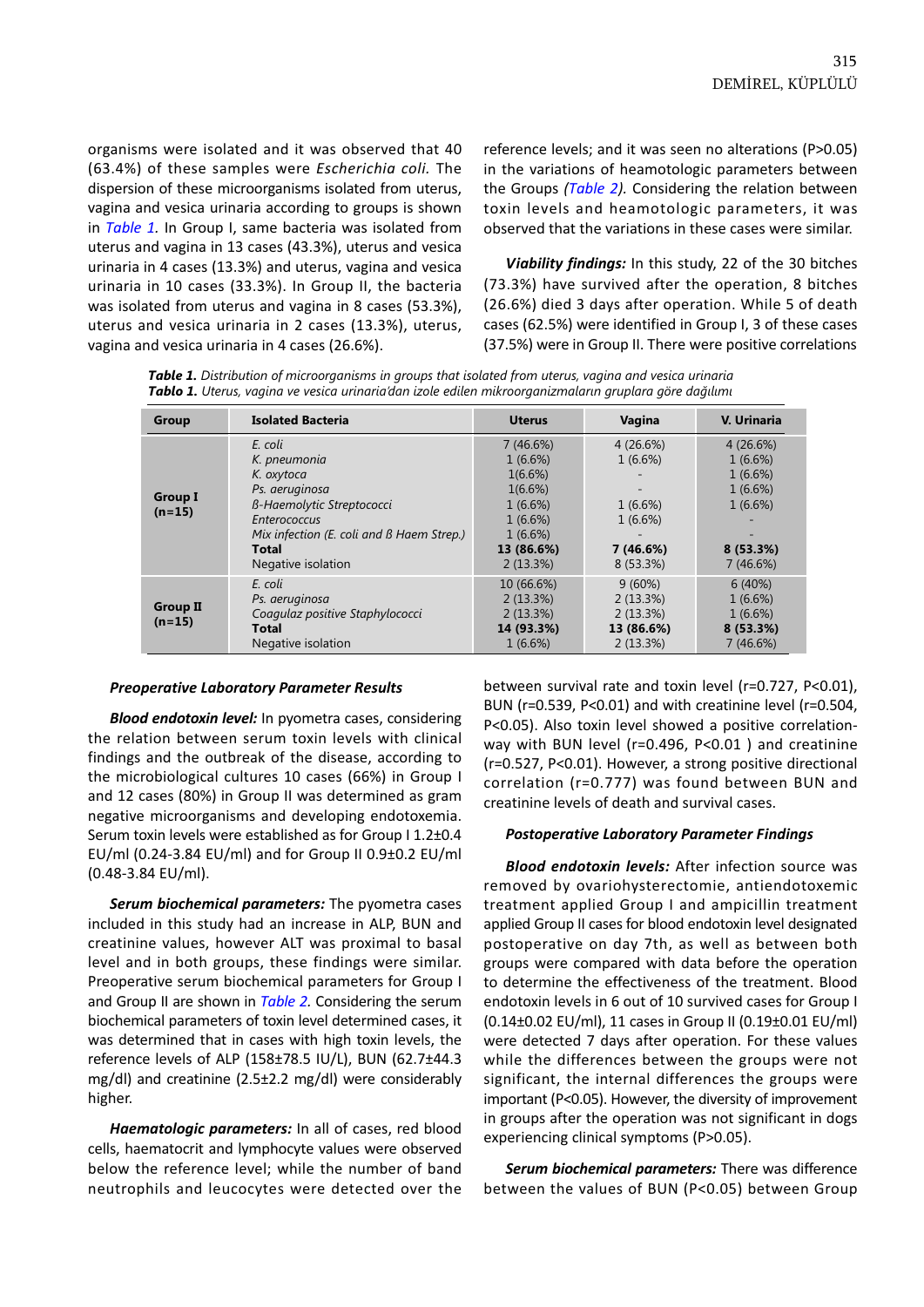organisms were isolated and it was observed that 40 (63.4%) of these samples were *Escherichia coli.* The dispersion of these microorganisms isolated from uterus, vagina and vesica urinaria according to groups is shown in *Table 1*. In Group I, same bacteria was isolated from uterus and vagina in 13 cases (43.3%), uterus and vesica urinaria in 4 cases (13.3%) and uterus, vagina and vesica urinaria in 10 cases (33.3%). In Group II, the bacteria was isolated from uterus and vagina in 8 cases (53.3%), uterus and vesica urinaria in 2 cases (13.3%), uterus, vagina and vesica urinaria in 4 cases (26.6%).

**Table 1.** *Distribution of microorganisms in groups that isolated from uterus, vagina and vesica urinaria*
**Tablo 1.** *Uterus, vagina ve vesica urinaria'dan izole edilen mikroorganizmaların gruplara göre dağılımı*

| Group | Isolated Bacteria | Uterus | Vagina | V. Urinaria |
|---|---|---|---|---|
| **Group I (n=15)** | *E. coli* | 7 (46.6%) | 4 (26.6%) | 4 (26.6%) |
| | *K. pneumonia* | 1 (6.6%) | 1 (6.6%) | 1 (6.6%) |
| | *K. oxytoca* | 1(6.6%) | - | 1 (6.6%) |
| | *Ps. aeruginosa* | 1(6.6%) | - | 1 (6.6%) |
| | *ß-Haemolytic Streptococci* | 1 (6.6%) | 1 (6.6%) | 1 (6.6%) |
| | *Enterococcus* | 1 (6.6%) | 1 (6.6%) | - |
| | *Mix infection (E. coli and ß Haem Strep.)* | 1 (6.6%) | - | - |
| | **Total** | **13 (86.6%)** | **7 (46.6%)** | **8 (53.3%)** |
| | Negative isolation | 2 (13.3%) | 8 (53.3%) | 7 (46.6%) |
| **Group II (n=15)** | *E. coli* | 10 (66.6%) | 9 (60%) | 6 (40%) |
| | *Ps. aeruginosa* | 2 (13.3%) | 2 (13.3%) | 1 (6.6%) |
| | *Coagulaz positive Staphylococci* | 2 (13.3%) | 2 (13.3%) | 1 (6.6%) |
| | **Total** | **14 (93.3%)** | **13 (86.6%)** | **8 (53.3%)** |
| | Negative isolation | 1 (6.6%) | 2 (13.3%) | 7 (46.6%) |

***Preoperative Laboratory Parameter Results***

***Blood endotoxin level:*** In pyometra cases, considering the relation between serum toxin levels with clinical findings and the outbreak of the disease, according to the microbiological cultures 10 cases (66%) in Group I and 12 cases (80%) in Group II was determined as gram negative microorganisms and developing endotoxemia. Serum toxin levels were established as for Group I 1.2±0.4 EU/ml (0.24-3.84 EU/ml) and for Group II 0.9±0.2 EU/ml (0.48-3.84 EU/ml).

***Serum biochemical parameters:*** The pyometra cases included in this study had an increase in ALP, BUN and creatinine values, however ALT was proximal to basal level and in both groups, these findings were similar. Preoperative serum biochemical parameters for Group I and Group II are shown in *Table 2*. Considering the serum biochemical parameters of toxin level determined cases, it was determined that in cases with high toxin levels, the reference levels of ALP (158±78.5 IU/L), BUN (62.7±44.3 mg/dl) and creatinine (2.5±2.2 mg/dl) were considerably higher.

***Haematologic parameters:*** In all of cases, red blood cells, haematocrit and lymphocyte values were observed below the reference level; while the number of band neutrophils and leucocytes were detected over the reference levels; and it was seen no alterations ($P>0.05$) in the variations of heamotologic parameters between the Groups *(Table 2).* Considering the relation between toxin levels and heamotologic parameters, it was observed that the variations in these cases were similar.

***Viability findings:*** In this study, 22 of the 30 bitches (73.3%) have survived after the operation, 8 bitches (26.6%) died 3 days after operation. While 5 of death cases (62.5%) were identified in Group I, 3 of these cases (37.5%) were in Group II. There were positive correlations between survival rate and toxin level ($r=0.727$, $P<0.01$), BUN ($r=0.539$, $P<0.01$) and with creatinine level ($r=0.504$, $P<0.05$). Also toxin level showed a positive correlation-way with BUN level ($r=0.496$, $P<0.01$ ) and creatinine ($r=0.527$, $P<0.01$). However, a strong positive directional correlation ($r=0.777$) was found between BUN and creatinine levels of death and survival cases.

***Postoperative Laboratory Parameter Findings***

***Blood endotoxin levels:*** After infection source was removed by ovariohysterectomie, antiendotoxemic treatment applied Group I and ampicillin treatment applied Group II cases for blood endotoxin level designated postoperative on day 7th, as well as between both groups were compared with data before the operation to determine the effectiveness of the treatment. Blood endotoxin levels in 6 out of 10 survived cases for Group I (0.14±0.02 EU/ml), 11 cases in Group II (0.19±0.01 EU/ml) were detected 7 days after operation. For these values while the differences between the groups were not significant, the internal differences the groups were important ($P<0.05$). However, the diversity of improvement in groups after the operation was not significant in dogs experiencing clinical symptoms ($P>0.05$).

***Serum biochemical parameters:*** There was difference between the values of BUN ($P<0.05$) between Group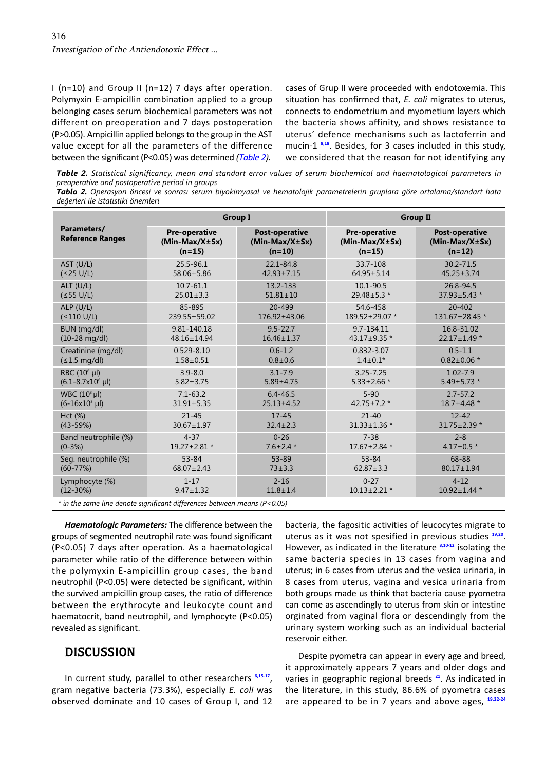I (n=10) and Group II (n=12) 7 days after operation. Polymyxin E-ampicillin combination applied to a group belonging cases serum biochemical parameters was not different on preoperation and 7 days postoperation (P>0.05). Ampicillin applied belongs to the group in the AST value except for all the parameters of the difference between the significant (P<0.05) was determined *(Table 2)*.

**Table 2.** *Statistical significancy, mean and standart error values of serum biochemical and haematological parameters in preoperative and postoperative period in groups*

***Tablo 2.*** *Operasyon öncesi ve sonrası serum biyokimyasal ve hematolojik parametrelerin gruplara göre ortalama/standart hata değerleri ile istatistiki önemleri*

| Parameters/ Reference Ranges | Group I | | Group II | |
|---|---|---|---|---|
| | Pre-operative (Min-Max/X±Sx) (n=15) | Post-operative (Min-Max/X±Sx) (n=10) | Pre-operative (Min-Max/X±Sx) (n=15) | Post-operative (Min-Max/X±Sx) (n=12) |
| AST (U/L) (≤25 U/L) | 25.5-96.1 58.06±5.86 | 22.1-84.8 42.93±7.15 | 33.7-108 64.95±5.14 | 30.2-71.5 45.25±3.74 |
| ALT (U/L) (≤55 U/L) | 10.7-61.1 25.01±3.3 | 13.2-133 51.81±10 | 10.1-90.5 29.48±5.3 * | 26.8-94.5 37.93±5.43 * |
| ALP (U/L) (≤110 U/L) | 85-895 239.55±59.02 | 20-499 176.92±43.06 | 54.6-458 189.52±29.07 * | 20-402 131.67±28.45 * |
| BUN (mg/dl) (10-28 mg/dl) | 9.81-140.18 48.16±14.94 | 9.5-22.7 16.46±1.37 | 9.7-134.11 43.17±9.35 * | 16.8-31.02 22.17±1.49 * |
| Creatinine (mg/dl) (≤1.5 mg/dl) | 0.529-8.10 1.58±0.51 | 0.6-1.2 0.8±0.6 | 0.832-3.07 1.4±0.1* | 0.5-1.1 0.82±0.06 * |
| RBC ($10^6$ µl) ($6.1$-$8.7x10^6$ µl) | 3.9-8.0 5.82±3.75 | 3.1-7.9 5.89±4.75 | 3.25-7.25 5.33±2.66 * | 1.02-7.9 5.49±5.73 * |
| WBC ($10^3$ µl) ($6$-$16x10^3$ µl) | 7.1-63.2 31.91±5.35 | 6.4-46.5 25.13±4.52 | 5-90 42.75±7.2 * | 2.7-57.2 18.7±4.48 * |
| Hct (%) (43-59%) | 21-45 30.67±1.97 | 17-45 32.4±2.3 | 21-40 31.33±1.36 * | 12-42 31.75±2.39 * |
| Band neutrophile (%) (0-3%) | 4-37 19.27±2.81 * | 0-26 7.6±2.4 * | 7-38 17.67±2.84 * | 2-8 4.17±0.5 * |
| Seg. neutrophile (%) (60-77%) | 53-84 68.07±2.43 | 53-89 73±3.3 | 53-84 62.87±3.3 | 68-88 80.17±1.94 |
| Lymphocyte (%) (12-30%) | 1-17 9.47±1.32 | 2-16 11.8±1.4 | 0-27 10.13±2.21 * | 4-12 10.92±1.44 * |

*\* in the same line denote significant differences between means (P<0.05)*

***Haematologic Parameters:*** The difference between the groups of segmented neutrophil rate was found significant (P<0.05) 7 days after operation. As a haematological parameter while ratio of the difference between within the polymyxin E-ampicillin group cases, the band neutrophil (P<0.05) were detected be significant, within the survived ampicillin group cases, the ratio of difference between the erythrocyte and leukocyte count and haematocrit, band neutrophil, and lymphocyte (P<0.05) revealed as significant.

## DISCUSSION

In current study, parallel to other researchers [6,15-17], gram negative bacteria (73.3%), especially *E. coli* was observed dominate and 10 cases of Group I, and 12 cases of Grup II were proceeded with endotoxemia. This situation has confirmed that, *E. coli* migrates to uterus, connects to endometrium and myometium layers which the bacteria shows affinity, and shows resistance to uterus' defence mechanisms such as lactoferrin and mucin-1 [8,18]. Besides, for 3 cases included in this study, we considered that the reason for not identifying any bacteria, the fagositic activities of leucocytes migrate to uterus as it was not specified in previous studies [19,20]. However, as indicated in the literature [8,10-12] isolating the same bacteria species in 13 cases from vagina and uterus; in 6 cases from uterus and the vesica urinaria, in 8 cases from uterus, vagina and vesica urinaria from both groups made us think that bacteria cause pyometra can come as ascendingly to uterus from skin or intestine orginated from vaginal flora or descendingly from the urinary system working such as an individual bacterial reservoir either.

Despite pyometra can appear in every age and breed, it approximately appears 7 years and older dogs and varies in geographic regional breeds [21]. As indicated in the literature, in this study, 86.6% of pyometra cases are appeared to be in 7 years and above ages, [19,22-24]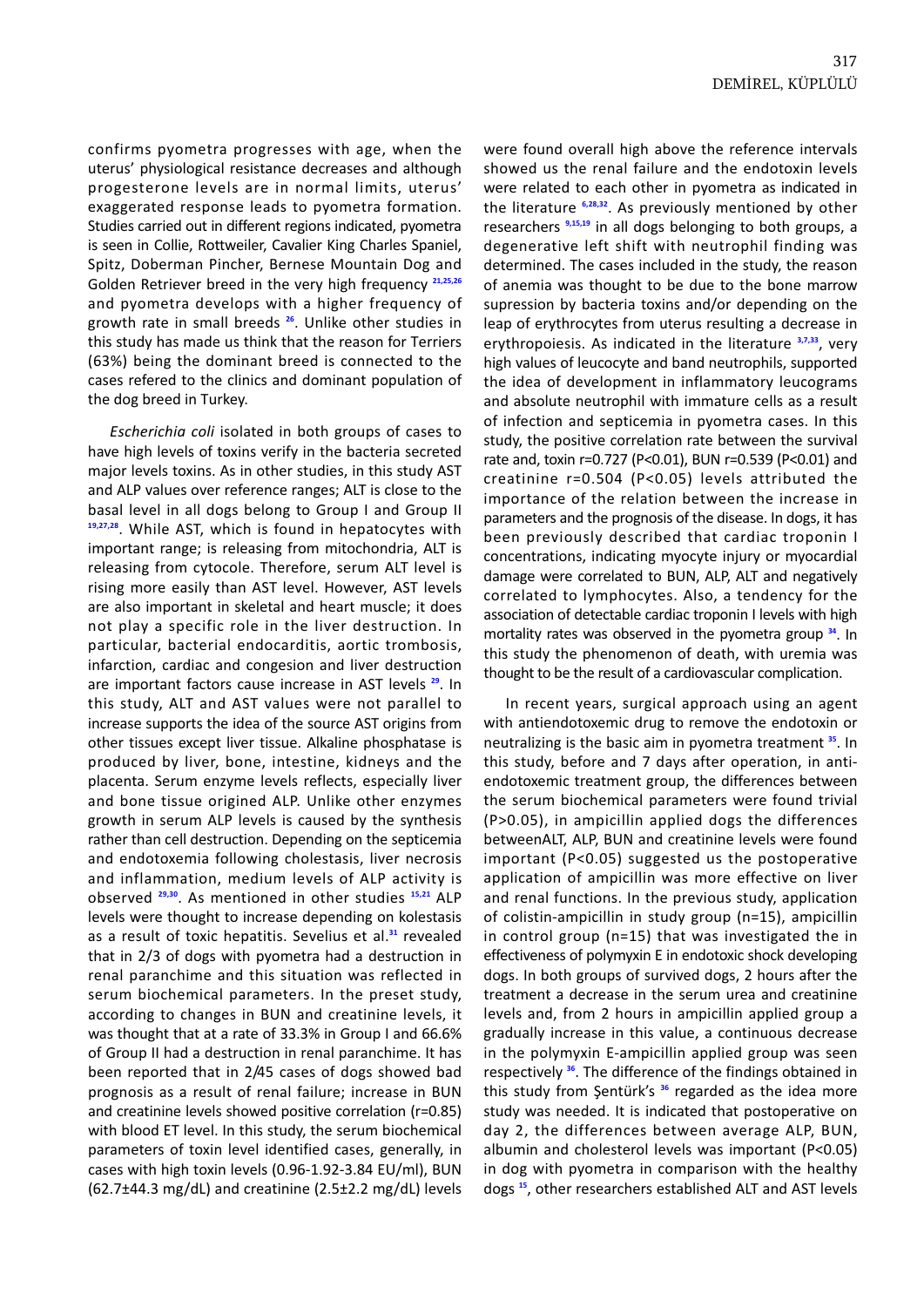confirms pyometra progresses with age, when the uterus' physiological resistance decreases and although progesterone levels are in normal limits, uterus' exaggerated response leads to pyometra formation. Studies carried out in different regions indicated, pyometra is seen in Collie, Rottweiler, Cavalier King Charles Spaniel, Spitz, Doberman Pincher, Bernese Mountain Dog and Golden Retriever breed in the very high frequency [21,25,26] and pyometra develops with a higher frequency of growth rate in small breeds [26]. Unlike other studies in this study has made us think that the reason for Terriers (63%) being the dominant breed is connected to the cases refered to the clinics and dominant population of the dog breed in Turkey.

*Escherichia coli* isolated in both groups of cases to have high levels of toxins verify in the bacteria secreted major levels toxins. As in other studies, in this study AST and ALP values over reference ranges; ALT is close to the basal level in all dogs belong to Group I and Group II [19,27,28]. While AST, which is found in hepatocytes with important range; is releasing from mitochondria, ALT is releasing from cytocole. Therefore, serum ALT level is rising more easily than AST level. However, AST levels are also important in skeletal and heart muscle; it does not play a specific role in the liver destruction. In particular, bacterial endocarditis, aortic trombosis, infarction, cardiac and congesion and liver destruction are important factors cause increase in AST levels [29]. In this study, ALT and AST values were not parallel to increase supports the idea of the source AST origins from other tissues except liver tissue. Alkaline phosphatase is produced by liver, bone, intestine, kidneys and the placenta. Serum enzyme levels reflects, especially liver and bone tissue origined ALP. Unlike other enzymes growth in serum ALP levels is caused by the synthesis rather than cell destruction. Depending on the septicemia and endotoxemia following cholestasis, liver necrosis and inflammation, medium levels of ALP activity is observed [29,30]. As mentioned in other studies [15,21] ALP levels were thought to increase depending on kolestasis as a result of toxic hepatitis. Sevelius et al.[31] revealed that in 2/3 of dogs with pyometra had a destruction in renal paranchime and this situation was reflected in serum biochemical parameters. In the preset study, according to changes in BUN and creatinine levels, it was thought that at a rate of 33.3% in Group I and 66.6% of Group II had a destruction in renal paranchime. It has been reported that in 2/45 cases of dogs showed bad prognosis as a result of renal failure; increase in BUN and creatinine levels showed positive correlation (r=0.85) with blood ET level. In this study, the serum biochemical parameters of toxin level identified cases, generally, in cases with high toxin levels (0.96-1.92-3.84 EU/ml), BUN (62.7±44.3 mg/dL) and creatinine (2.5±2.2 mg/dL) levels were found overall high above the reference intervals showed us the renal failure and the endotoxin levels were related to each other in pyometra as indicated in the literature [6,28,32]. As previously mentioned by other researchers [9,15,19] in all dogs belonging to both groups, a degenerative left shift with neutrophil finding was determined. The cases included in the study, the reason of anemia was thought to be due to the bone marrow supression by bacteria toxins and/or depending on the leap of erythrocytes from uterus resulting a decrease in erythropoiesis. As indicated in the literature [3,7,33], very high values of leucocyte and band neutrophils, supported the idea of development in inflammatory leucograms and absolute neutrophil with immature cells as a result of infection and septicemia in pyometra cases. In this study, the positive correlation rate between the survival rate and, toxin r=0.727 (P<0.01), BUN r=0.539 (P<0.01) and creatinine r=0.504 (P<0.05) levels attributed the importance of the relation between the increase in parameters and the prognosis of the disease. In dogs, it has been previously described that cardiac troponin I concentrations, indicating myocyte injury or myocardial damage were correlated to BUN, ALP, ALT and negatively correlated to lymphocytes. Also, a tendency for the association of detectable cardiac troponin I levels with high mortality rates was observed in the pyometra group [34]. In this study the phenomenon of death, with uremia was thought to be the result of a cardiovascular complication.

In recent years, surgical approach using an agent with antiendotoxemic drug to remove the endotoxin or neutralizing is the basic aim in pyometra treatment [35]. In this study, before and 7 days after operation, in anti-endotoxemic treatment group, the differences between the serum biochemical parameters were found trivial (P>0.05), in ampicillin applied dogs the differences betweenALT, ALP, BUN and creatinine levels were found important (P<0.05) suggested us the postoperative application of ampicillin was more effective on liver and renal functions. In the previous study, application of colistin-ampicillin in study group (n=15), ampicillin in control group (n=15) that was investigated the in effectiveness of polymyxin E in endotoxic shock developing dogs. In both groups of survived dogs, 2 hours after the treatment a decrease in the serum urea and creatinine levels and, from 2 hours in ampicillin applied group a gradually increase in this value, a continuous decrease in the polymyxin E-ampicillin applied group was seen respectively [36]. The difference of the findings obtained in this study from Şentürk's [36] regarded as the idea more study was needed. It is indicated that postoperative on day 2, the differences between average ALP, BUN, albumin and cholesterol levels was important (P<0.05) in dog with pyometra in comparison with the healthy dogs [15], other researchers established ALT and AST levels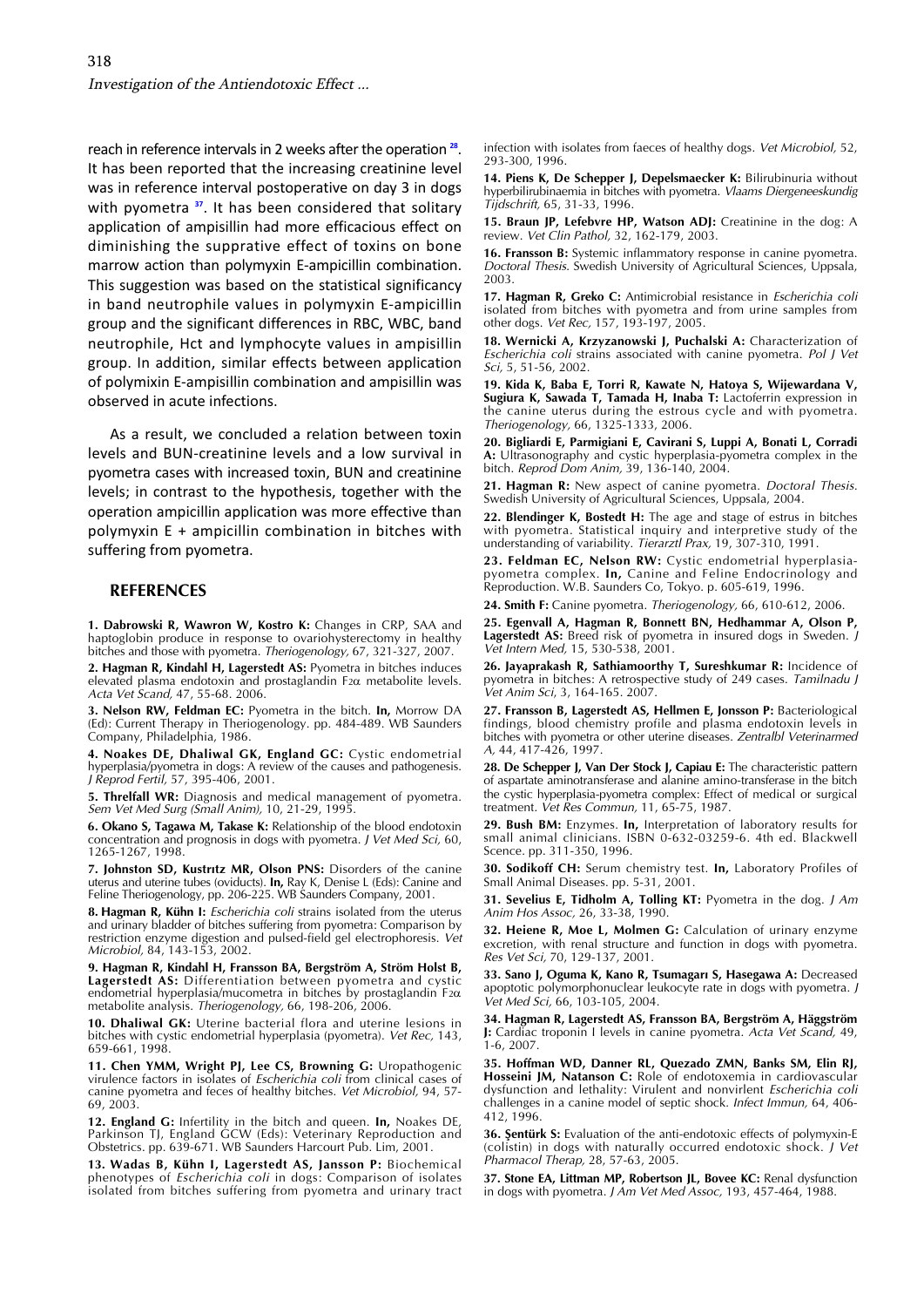reach in reference intervals in 2 weeks after the operation [28]. It has been reported that the increasing creatinine level was in reference interval postoperative on day 3 in dogs with pyometra [37]. It has been considered that solitary application of ampisillin had more efficacious effect on diminishing the supprative effect of toxins on bone marrow action than polymyxin E-ampicillin combination. This suggestion was based on the statistical significancy in band neutrophile values in polymyxin E-ampicillin group and the significant differences in RBC, WBC, band neutrophile, Hct and lymphocyte values in ampisillin group. In addition, similar effects between application of polymixin E-ampisillin combination and ampisillin was observed in acute infections.

As a result, we concluded a relation between toxin levels and BUN-creatinine levels and a low survival in pyometra cases with increased toxin, BUN and creatinine levels; in contrast to the hypothesis, together with the operation ampicillin application was more effective than polymyxin E + ampicillin combination in bitches with suffering from pyometra.

## REFERENCES

**1. Dabrowski R, Wawron W, Kostro K:** Changes in CRP, SAA and haptoglobin produce in response to ovariohysterectomy in healthy bitches and those with pyometra. *Theriogenology,* 67, 321-327, 2007.

**2. Hagman R, Kindahl H, Lagerstedt AS:** Pyometra in bitches induces elevated plasma endotoxin and prostaglandin F2α metabolite levels. *Acta Vet Scand,* 47, 55-68. 2006.

**3. Nelson RW, Feldman EC:** Pyometra in the bitch. **In,** Morrow DA (Ed): Current Therapy in Theriogenology. pp. 484-489. WB Saunders Company, Philadelphia, 1986.

**4. Noakes DE, Dhaliwal GK, England GC:** Cystic endometrial hyperplasia/pyometra in dogs: A review of the causes and pathogenesis. *J Reprod Fertil,* 57, 395-406, 2001.

**5. Threlfall WR:** Diagnosis and medical management of pyometra. *Sem Vet Med Surg (Small Anim),* 10, 21-29, 1995.

**6. Okano S, Tagawa M, Takase K:** Relationship of the blood endotoxin concentration and prognosis in dogs with pyometra. *J Vet Med Sci,* 60, 1265-1267, 1998.

**7. Johnston SD, Kustrıtz MR, Olson PNS:** Disorders of the canine uterus and uterine tubes (oviducts). **In,** Ray K, Denise L (Eds): Canine and Feline Theriogenology, pp. 206-225. WB Saunders Company, 2001.

**8. Hagman R, Kühn I:** *Escherichia coli* strains isolated from the uterus and urinary bladder of bitches suffering from pyometra: Comparison by restriction enzyme digestion and pulsed-field gel electrophoresis. *Vet Microbiol,* 84, 143-153, 2002.

**9. Hagman R, Kindahl H, Fransson BA, Bergström A, Ström Holst B, Lagerstedt AS:** Differentiation between pyometra and cystic endometrial hyperplasia/mucometra in bitches by prostaglandin F2α metabolite analysis. *Theriogenology,* 66, 198-206, 2006.

**10. Dhaliwal GK:** Uterine bacterial flora and uterine lesions in bitches with cystic endometrial hyperplasia (pyometra). *Vet Rec,* 143, 659-661, 1998.

**11. Chen YMM, Wright PJ, Lee CS, Browning G:** Uropathogenic virulence factors in isolates of *Escherichia coli* from clinical cases of canine pyometra and feces of healthy bitches. *Vet Microbiol,* 94, 57-69, 2003.

**12. England G:** Infertility in the bitch and queen. **In,** Noakes DE, Parkinson TJ, England GCW (Eds): Veterinary Reproduction and Obstetrics. pp. 639-671. WB Saunders Harcourt Pub. Lim, 2001.

**13. Wadas B, Kühn I, Lagerstedt AS, Jansson P:** Biochemical phenotypes of *Escherichia coli* in dogs: Comparison of isolates isolated from bitches suffering from pyometra and urinary tract infection with isolates from faeces of healthy dogs. *Vet Microbiol,* 52, 293-300, 1996.

**14. Piens K, De Schepper J, Depelsmaecker K:** Bilirubinuria without hyperbilirubinaemia in bitches with pyometra. *Vlaams Diergeneeskundig Tijdschrift,* 65, 31-33, 1996.

**15. Braun JP, Lefebvre HP, Watson ADJ:** Creatinine in the dog: A review. *Vet Clin Pathol,* 32, 162-179, 2003.

**16. Fransson B:** Systemic inflammatory response in canine pyometra. *Doctoral Thesis.* Swedish University of Agricultural Sciences, Uppsala, 2003.

**17. Hagman R, Greko C:** Antimicrobial resistance in *Escherichia coli* isolated from bitches with pyometra and from urine samples from other dogs. *Vet Rec,* 157, 193-197, 2005.

**18. Wernicki A, Krzyzanowski J, Puchalski A:** Characterization of *Escherichia coli* strains associated with canine pyometra. *Pol J Vet Sci,* 5, 51-56, 2002.

**19. Kida K, Baba E, Torri R, Kawate N, Hatoya S, Wijewardana V, Sugiura K, Sawada T, Tamada H, Inaba T:** Lactoferrin expression in the canine uterus during the estrous cycle and with pyometra. *Theriogenology,* 66, 1325-1333, 2006.

**20. Bigliardi E, Parmigiani E, Cavirani S, Luppi A, Bonati L, Corradi A:** Ultrasonography and cystic hyperplasia-pyometra complex in the bitch. *Reprod Dom Anim,* 39, 136-140, 2004.

**21. Hagman R:** New aspect of canine pyometra. *Doctoral Thesis.* Swedish University of Agricultural Sciences, Uppsala, 2004.

**22. Blendinger K, Bostedt H:** The age and stage of estrus in bitches with pyometra. Statistical inquiry and interpretive study of the understanding of variability. *Tierarztl Prax,* 19, 307-310, 1991.

**23. Feldman EC, Nelson RW:** Cystic endometrial hyperplasia-pyometra complex. **In,** Canine and Feline Endocrinology and Reproduction. W.B. Saunders Co, Tokyo. p. 605-619, 1996.

**24. Smith F:** Canine pyometra. *Theriogenology,* 66, 610-612, 2006.

**25. Egenvall A, Hagman R, Bonnett BN, Hedhammar A, Olson P, Lagerstedt AS:** Breed risk of pyometra in insured dogs in Sweden. *J Vet Intern Med,* 15, 530-538, 2001.

**26. Jayaprakash R, Sathiamoorthy T, Sureshkumar R:** Incidence of pyometra in bitches: A retrospective study of 249 cases. *Tamilnadu J Vet Anim Sci,* 3, 164-165. 2007.

**27. Fransson B, Lagerstedt AS, Hellmen E, Jonsson P:** Bacteriological findings, blood chemistry profile and plasma endotoxin levels in bitches with pyometra or other uterine diseases. *Zentralbl Veterinarmed A,* 44, 417-426, 1997.

**28. De Schepper J, Van Der Stock J, Capiau E:** The characteristic pattern of aspartate aminotransferase and alanine amino-transferase in the bitch the cystic hyperplasia-pyometra complex: Effect of medical or surgical treatment. *Vet Res Commun,* 11, 65-75, 1987.

**29. Bush BM:** Enzymes. **In,** Interpretation of laboratory results for small animal clinicians. ISBN 0-632-03259-6. 4th ed. Blackwell Scence. pp. 311-350, 1996.

**30. Sodikoff CH:** Serum chemistry test. **In,** Laboratory Profiles of Small Animal Diseases. pp. 5-31, 2001.

**31. Sevelius E, Tidholm A, Tolling KT:** Pyometra in the dog. *J Am Anim Hos Assoc,* 26, 33-38, 1990.

**32. Heiene R, Moe L, Molmen G:** Calculation of urinary enzyme excretion, with renal structure and function in dogs with pyometra. *Res Vet Sci,* 70, 129-137, 2001.

**33. Sano J, Oguma K, Kano R, Tsumagarı S, Hasegawa A:** Decreased apoptotic polymorphonuclear leukocyte rate in dogs with pyometra. *J Vet Med Sci,* 66, 103-105, 2004.

**34. Hagman R, Lagerstedt AS, Fransson BA, Bergström A, Häggström J:** Cardiac troponin I levels in canine pyometra. *Acta Vet Scand,* 49, 1-6, 2007.

**35. Hoffman WD, Danner RL, Quezado ZMN, Banks SM, Elin RJ, Hosseini JM, Natanson C:** Role of endotoxemia in cardiovascular dysfunction and lethality: Virulent and nonvirulent *Escherichia coli* challenges in a canine model of septic shock. *Infect Immun,* 64, 406-412, 1996.

**36. Şentürk S:** Evaluation of the anti-endotoxic effects of polymyxin-E (colistin) in dogs with naturally occurred endotoxic shock. *J Vet Pharmacol Therap,* 28, 57-63, 2005.

**37. Stone EA, Littman MP, Robertson JL, Bovee KC:** Renal dysfunction in dogs with pyometra. *J Am Vet Med Assoc,* 193, 457-464, 1988.